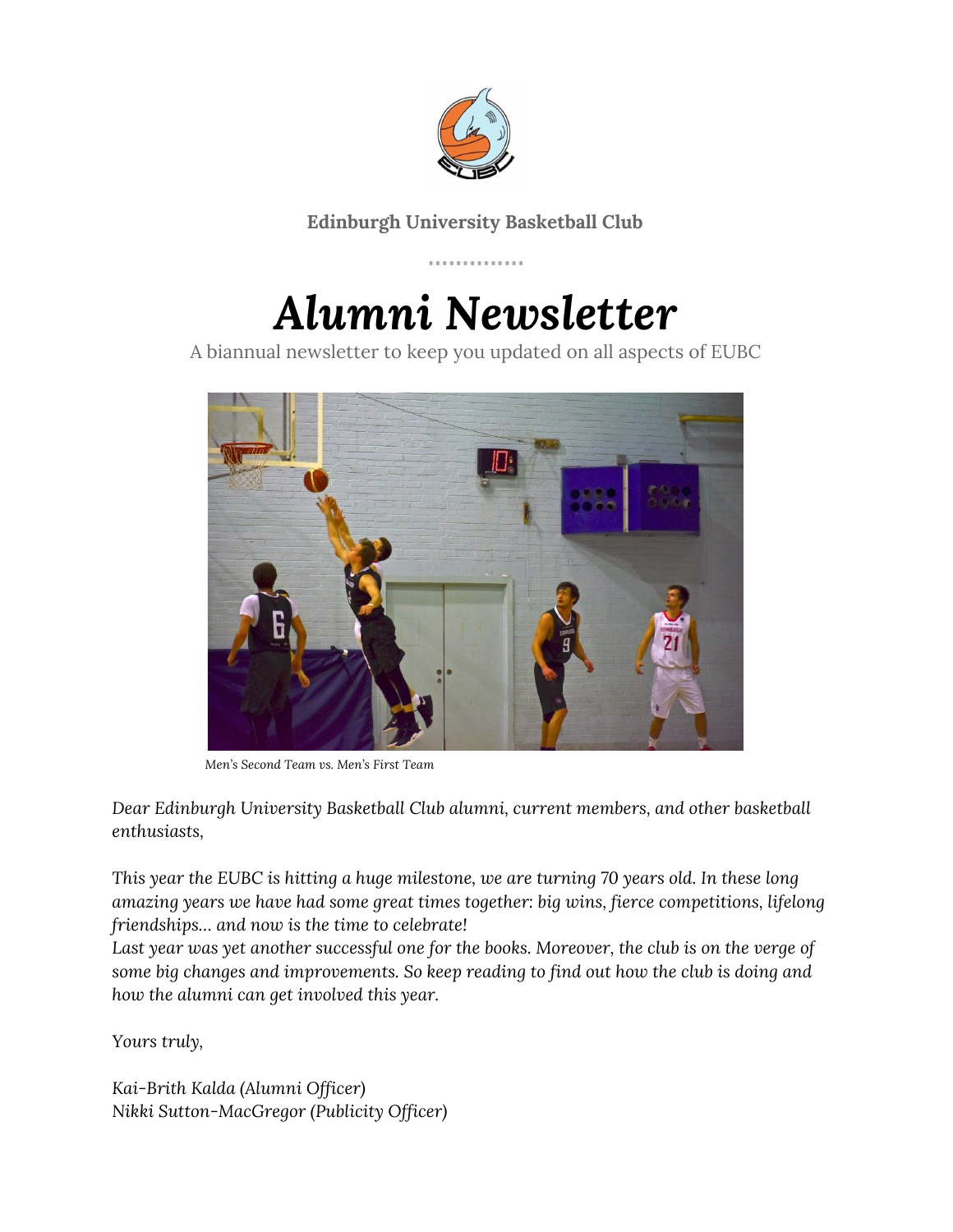**Edinburgh University Basketball Club**

# *Alumni Newsletter*

A biannual newsletter to keep you updated on all aspects of EUBC

*Men's Second Team vs. Men's First Team*

*Dear Edinburgh University Basketball Club alumni, current members, and other basketball enthusiasts,*

*This year the EUBC is hitting a huge milestone, we are turning 70 years old. In these long amazing years we have had some great times together: big wins, fierce competitions, lifelong friendships… and now is the time to celebrate!*
*Last year was yet another successful one for the books. Moreover, the club is on the verge of some big changes and improvements. So keep reading to find out how the club is doing and how the alumni can get involved this year.*

*Yours truly,*

*Kai-Brith Kalda (Alumni Officer)*
*Nikki Sutton-MacGregor (Publicity Officer)*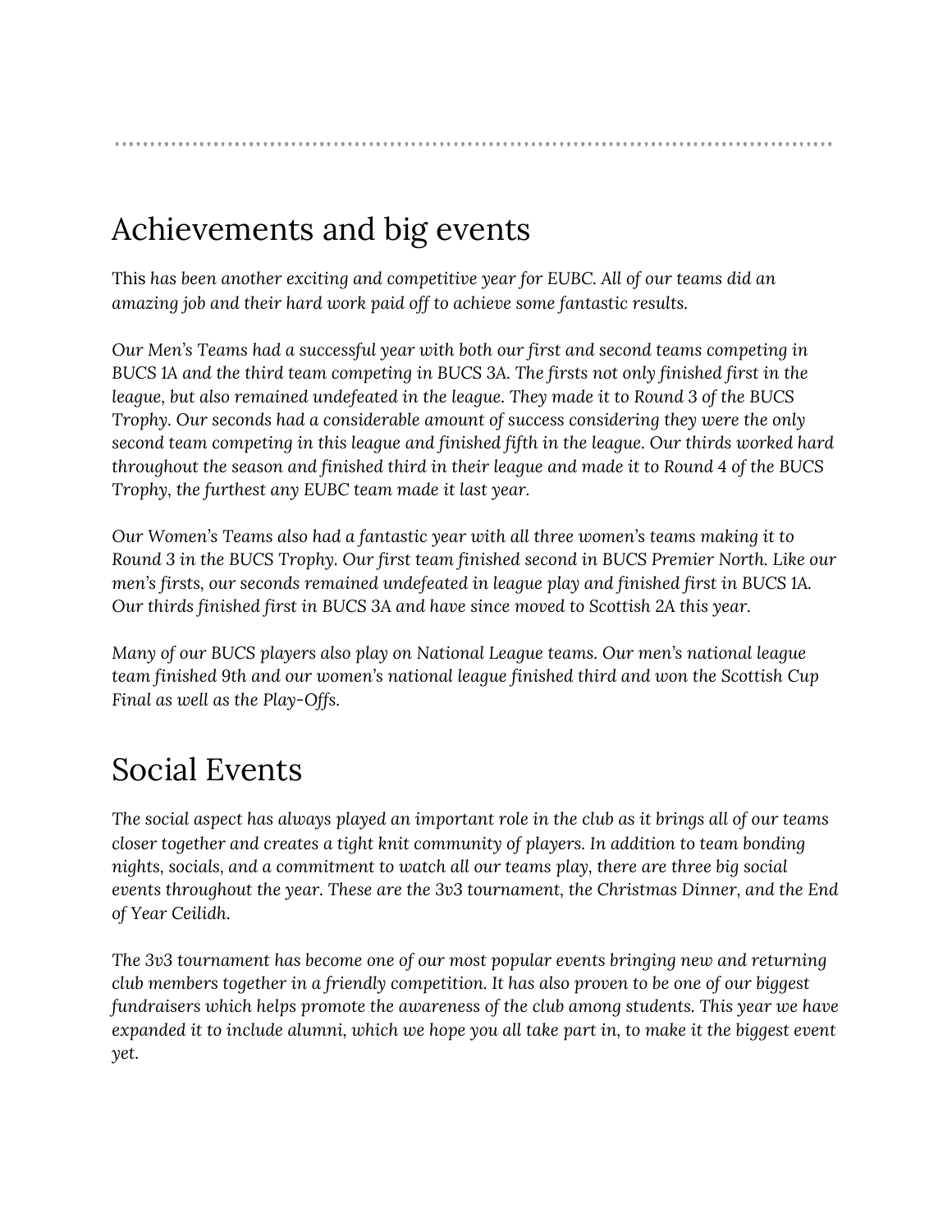## Achievements and big events

This *has been another exciting and competitive year for EUBC. All of our teams did an amazing job and their hard work paid off to achieve some fantastic results.*

*Our Men's Teams had a successful year with both our first and second teams competing in BUCS 1A and the third team competing in BUCS 3A. The firsts not only finished first in the league, but also remained undefeated in the league. They made it to Round 3 of the BUCS Trophy. Our seconds had a considerable amount of success considering they were the only second team competing in this league and finished fifth in the league. Our thirds worked hard throughout the season and finished third in their league and made it to Round 4 of the BUCS Trophy, the furthest any EUBC team made it last year.*

*Our Women's Teams also had a fantastic year with all three women's teams making it to Round 3 in the BUCS Trophy. Our first team finished second in BUCS Premier North. Like our men's firsts, our seconds remained undefeated in league play and finished first in BUCS 1A. Our thirds finished first in BUCS 3A and have since moved to Scottish 2A this year.*

*Many of our BUCS players also play on National League teams. Our men's national league team finished 9th and our women's national league finished third and won the Scottish Cup Final as well as the Play-Offs.*

## Social Events

*The social aspect has always played an important role in the club as it brings all of our teams closer together and creates a tight knit community of players. In addition to team bonding nights, socials, and a commitment to watch all our teams play, there are three big social events throughout the year. These are the 3v3 tournament, the Christmas Dinner, and the End of Year Ceilidh.*

*The 3v3 tournament has become one of our most popular events bringing new and returning club members together in a friendly competition. It has also proven to be one of our biggest fundraisers which helps promote the awareness of the club among students. This year we have expanded it to include alumni, which we hope you all take part in, to make it the biggest event yet.*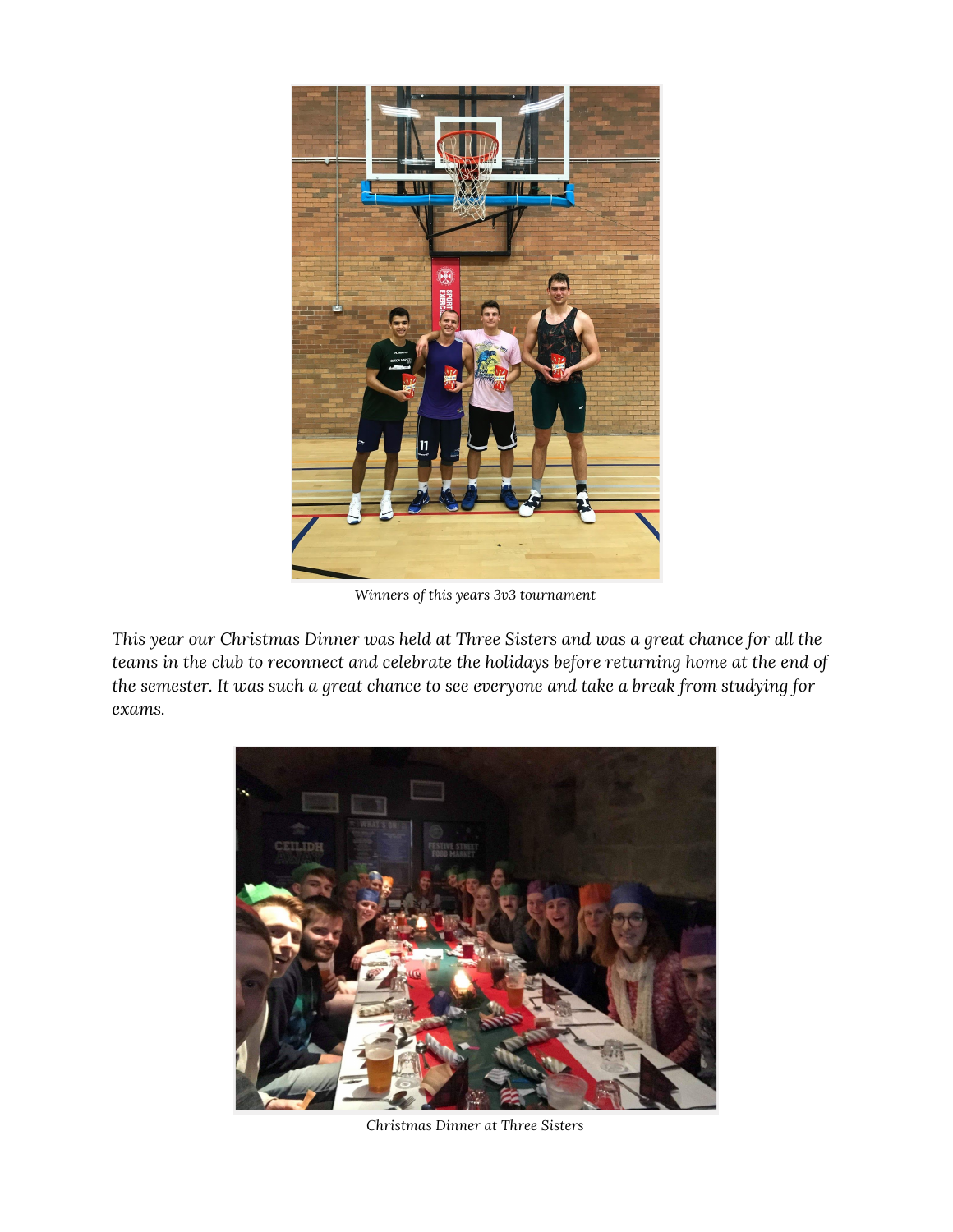*Winners of this years 3v3 tournament*

*This year our Christmas Dinner was held at Three Sisters and was a great chance for all the teams in the club to reconnect and celebrate the holidays before returning home at the end of the semester. It was such a great chance to see everyone and take a break from studying for exams.*

*Christmas Dinner at Three Sisters*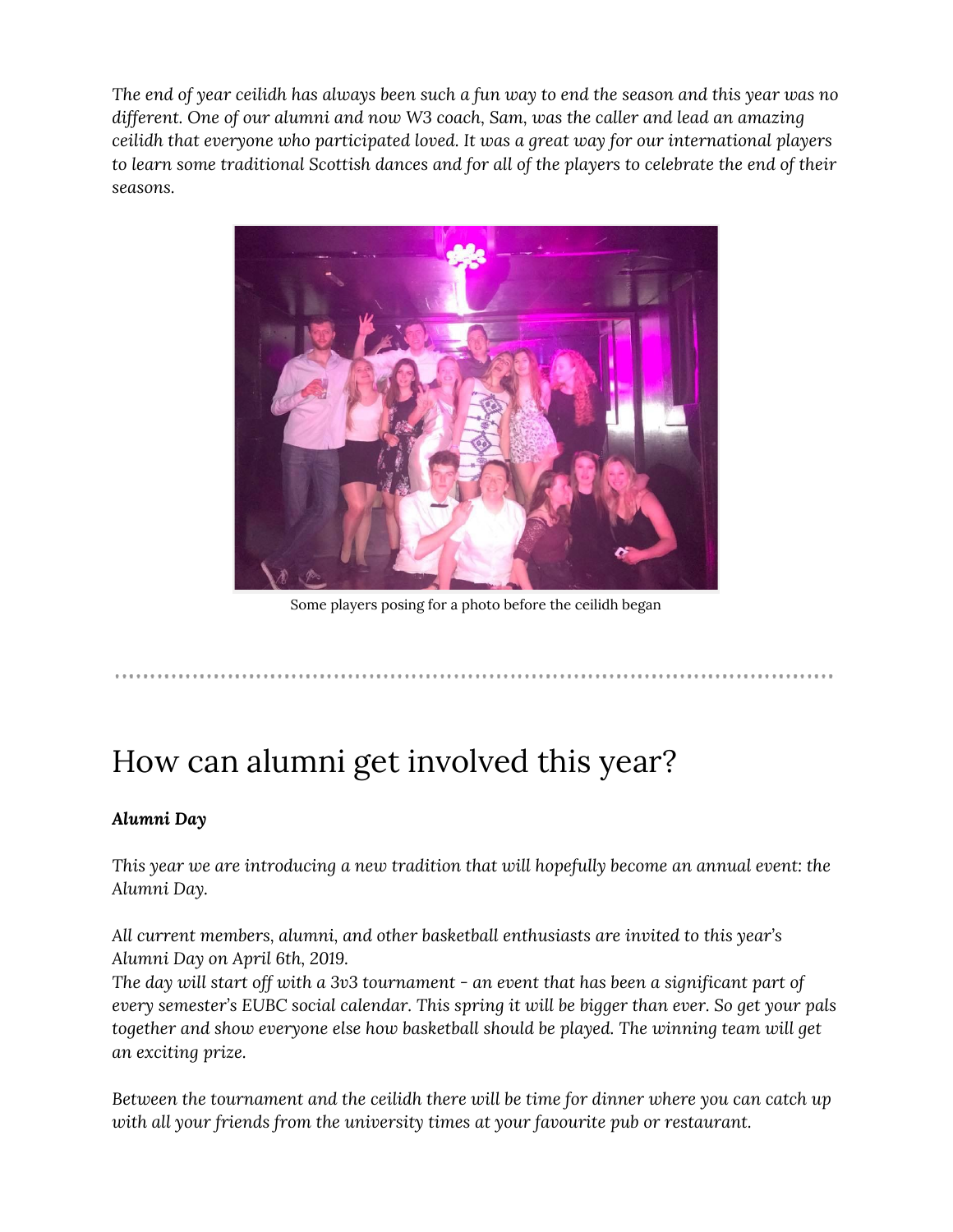*The end of year ceilidh has always been such a fun way to end the season and this year was no different. One of our alumni and now W3 coach, Sam, was the caller and lead an amazing ceilidh that everyone who participated loved. It was a great way for our international players to learn some traditional Scottish dances and for all of the players to celebrate the end of their seasons.*

Some players posing for a photo before the ceilidh began

# How can alumni get involved this year?

***Alumni Day***

*This year we are introducing a new tradition that will hopefully become an annual event: the Alumni Day.*

*All current members, alumni, and other basketball enthusiasts are invited to this year's Alumni Day on April 6th, 2019.*
*The day will start off with a 3v3 tournament - an event that has been a significant part of every semester's EUBC social calendar. This spring it will be bigger than ever. So get your pals together and show everyone else how basketball should be played. The winning team will get an exciting prize.*

*Between the tournament and the ceilidh there will be time for dinner where you can catch up with all your friends from the university times at your favourite pub or restaurant.*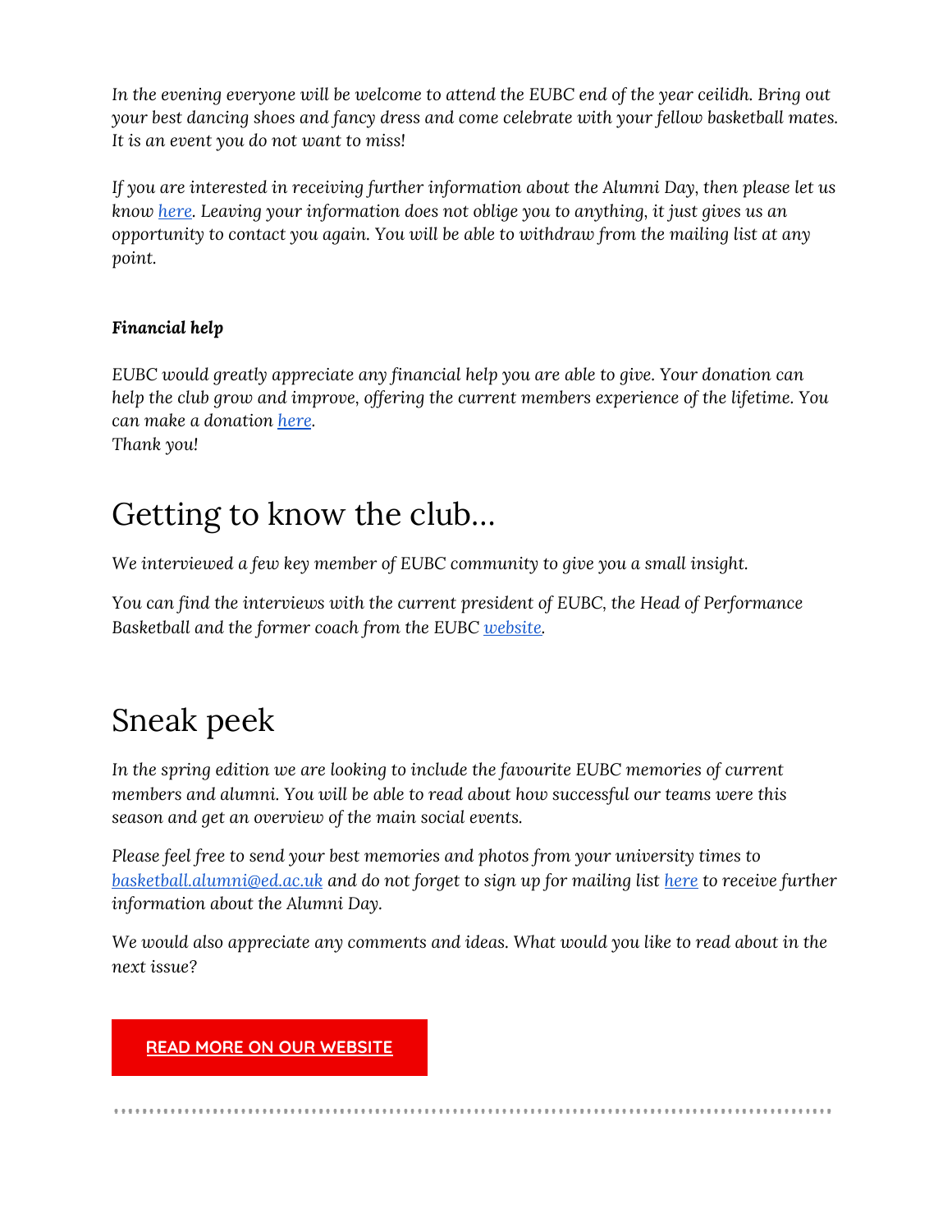*In the evening everyone will be welcome to attend the EUBC end of the year ceilidh. Bring out your best dancing shoes and fancy dress and come celebrate with your fellow basketball mates. It is an event you do not want to miss!*

*If you are interested in receiving further information about the Alumni Day, then please let us know [here](). Leaving your information does not oblige you to anything, it just gives us an opportunity to contact you again. You will be able to withdraw from the mailing list at any point.*

***Financial help***

*EUBC would greatly appreciate any financial help you are able to give. Your donation can help the club grow and improve, offering the current members experience of the lifetime. You can make a donation [here]().*
*Thank you!*

# Getting to know the club...

*We interviewed a few key member of EUBC community to give you a small insight.*

*You can find the interviews with the current president of EUBC, the Head of Performance Basketball and the former coach from the EUBC [website]().*

# Sneak peek

*In the spring edition we are looking to include the favourite EUBC memories of current members and alumni. You will be able to read about how successful our teams were this season and get an overview of the main social events.*

*Please feel free to send your best memories and photos from your university times to [basketball.alumni@ed.ac.uk](mailto:basketball.alumni@ed.ac.uk) and do not forget to sign up for mailing list [here]() to receive further information about the Alumni Day.*

*We would also appreciate any comments and ideas. What would you like to read about in the next issue?*

**[READ MORE ON OUR WEBSITE]()**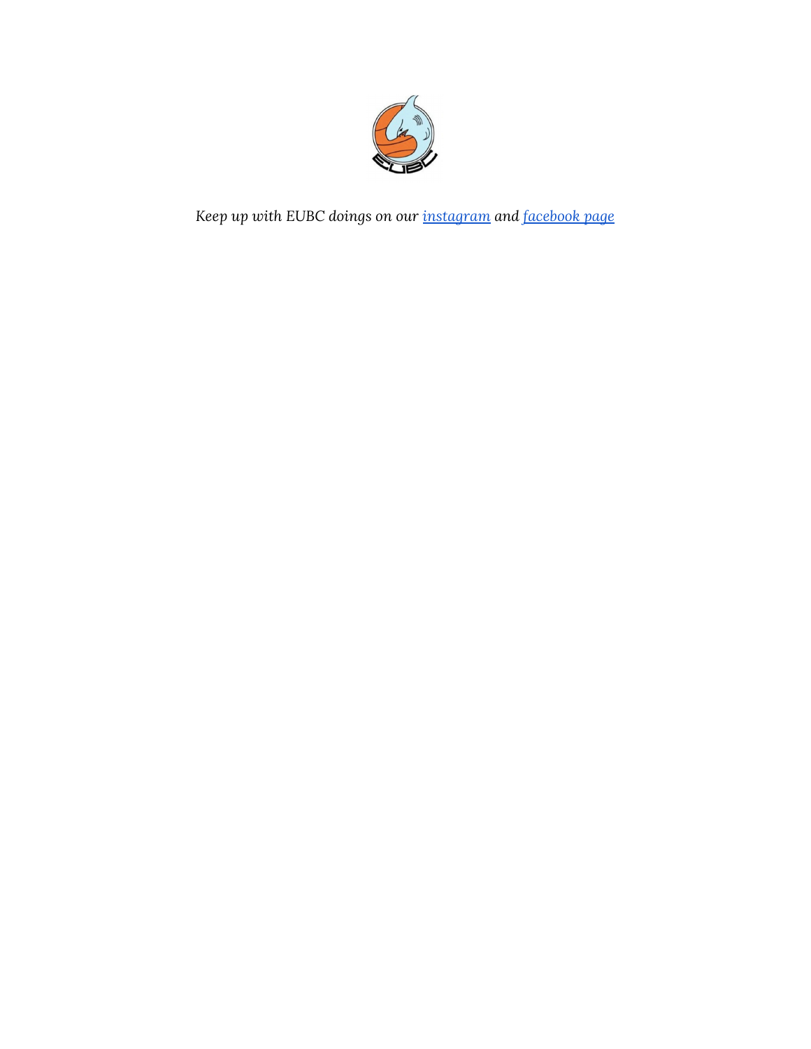*Keep up with EUBC doings on our instagram and facebook page*